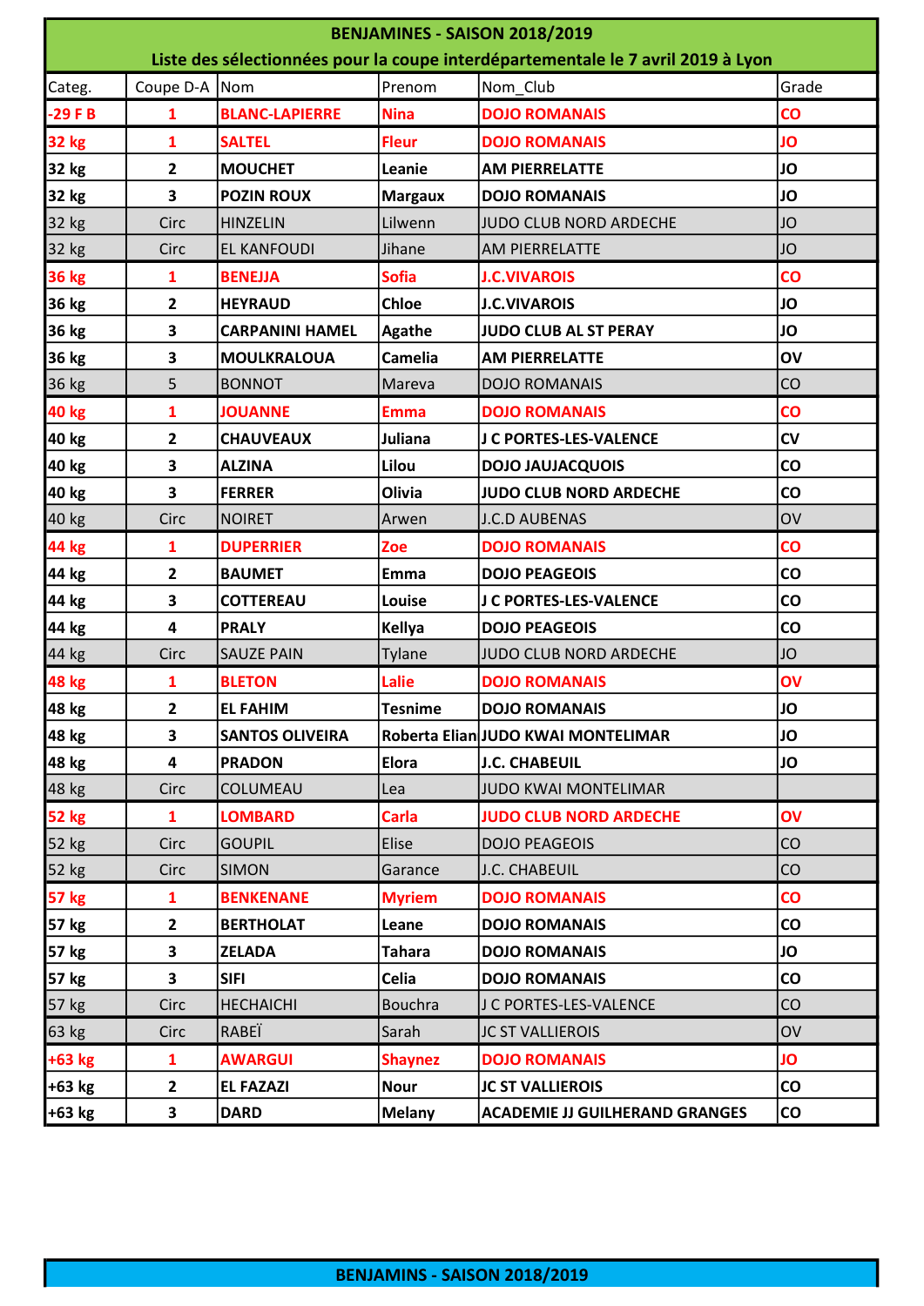**BENJAMINES - SAISON 2018/2019**

**Liste des sélectionnées pour la coupe interdépartementale le 7 avril 2019 à Lyon**

| Categ. | Coupe D-A | Nom | Prenom | Nom_Club | Grade |
|---|---|---|---|---|---|
| **-29 F B** | **1** | **BLANC-LAPIERRE** | **Nina** | **DOJO ROMANAIS** | **CO** |
| **32 kg** | **1** | **SALTEL** | **Fleur** | **DOJO ROMANAIS** | **JO** |
| **32 kg** | **2** | **MOUCHET** | **Leanie** | **AM PIERRELATTE** | **JO** |
| **32 kg** | **3** | **POZIN ROUX** | **Margaux** | **DOJO ROMANAIS** | **JO** |
| 32 kg | Circ | HINZELIN | Lilwenn | JUDO CLUB NORD ARDECHE | JO |
| 32 kg | Circ | EL KANFOUDI | Jihane | AM PIERRELATTE | JO |
| **36 kg** | **1** | **BENEJJA** | **Sofia** | **J.C.VIVAROIS** | **CO** |
| **36 kg** | **2** | **HEYRAUD** | **Chloe** | **J.C.VIVAROIS** | **JO** |
| **36 kg** | **3** | **CARPANINI HAMEL** | **Agathe** | **JUDO CLUB AL ST PERAY** | **JO** |
| **36 kg** | **3** | **MOULKRALOUA** | **Camelia** | **AM PIERRELATTE** | **OV** |
| 36 kg | 5 | BONNOT | Mareva | DOJO ROMANAIS | CO |
| **40 kg** | **1** | **JOUANNE** | **Emma** | **DOJO ROMANAIS** | **CO** |
| **40 kg** | **2** | **CHAUVEAUX** | **Juliana** | **J C PORTES-LES-VALENCE** | **CV** |
| **40 kg** | **3** | **ALZINA** | **Lilou** | **DOJO JAUJACQUOIS** | **CO** |
| **40 kg** | **3** | **FERRER** | **Olivia** | **JUDO CLUB NORD ARDECHE** | **CO** |
| 40 kg | Circ | NOIRET | Arwen | J.C.D AUBENAS | OV |
| **44 kg** | **1** | **DUPERRIER** | **Zoe** | **DOJO ROMANAIS** | **CO** |
| **44 kg** | **2** | **BAUMET** | **Emma** | **DOJO PEAGEOIS** | **CO** |
| **44 kg** | **3** | **COTTEREAU** | **Louise** | **J C PORTES-LES-VALENCE** | **CO** |
| **44 kg** | **4** | **PRALY** | **Kellya** | **DOJO PEAGEOIS** | **CO** |
| 44 kg | Circ | SAUZE PAIN | Tylane | JUDO CLUB NORD ARDECHE | JO |
| **48 kg** | **1** | **BLETON** | **Lalie** | **DOJO ROMANAIS** | **OV** |
| **48 kg** | **2** | **EL FAHIM** | **Tesnime** | **DOJO ROMANAIS** | **JO** |
| **48 kg** | **3** | **SANTOS OLIVEIRA** | **Roberta Elian** | **JUDO KWAI MONTELIMAR** | **JO** |
| **48 kg** | **4** | **PRADON** | **Elora** | **J.C. CHABEUIL** | **JO** |
| 48 kg | Circ | COLUMEAU | Lea | JUDO KWAI MONTELIMAR | |
| **52 kg** | **1** | **LOMBARD** | **Carla** | **JUDO CLUB NORD ARDECHE** | **OV** |
| 52 kg | Circ | GOUPIL | Elise | DOJO PEAGEOIS | CO |
| 52 kg | Circ | SIMON | Garance | J.C. CHABEUIL | CO |
| **57 kg** | **1** | **BENKENANE** | **Myriem** | **DOJO ROMANAIS** | **CO** |
| **57 kg** | **2** | **BERTHOLAT** | **Leane** | **DOJO ROMANAIS** | **CO** |
| **57 kg** | **3** | **ZELADA** | **Tahara** | **DOJO ROMANAIS** | **JO** |
| **57 kg** | **3** | **SIFI** | **Celia** | **DOJO ROMANAIS** | **CO** |
| 57 kg | Circ | HECHAICHI | Bouchra | J C PORTES-LES-VALENCE | CO |
| 63 kg | Circ | RABEÏ | Sarah | JC ST VALLIEROIS | OV |
| **+63 kg** | **1** | **AWARGUI** | **Shaynez** | **DOJO ROMANAIS** | **JO** |
| **+63 kg** | **2** | **EL FAZAZI** | **Nour** | **JC ST VALLIEROIS** | **CO** |
| **+63 kg** | **3** | **DARD** | **Melany** | **ACADEMIE JJ GUILHERAND GRANGES** | **CO** |

**BENJAMINS - SAISON 2018/2019**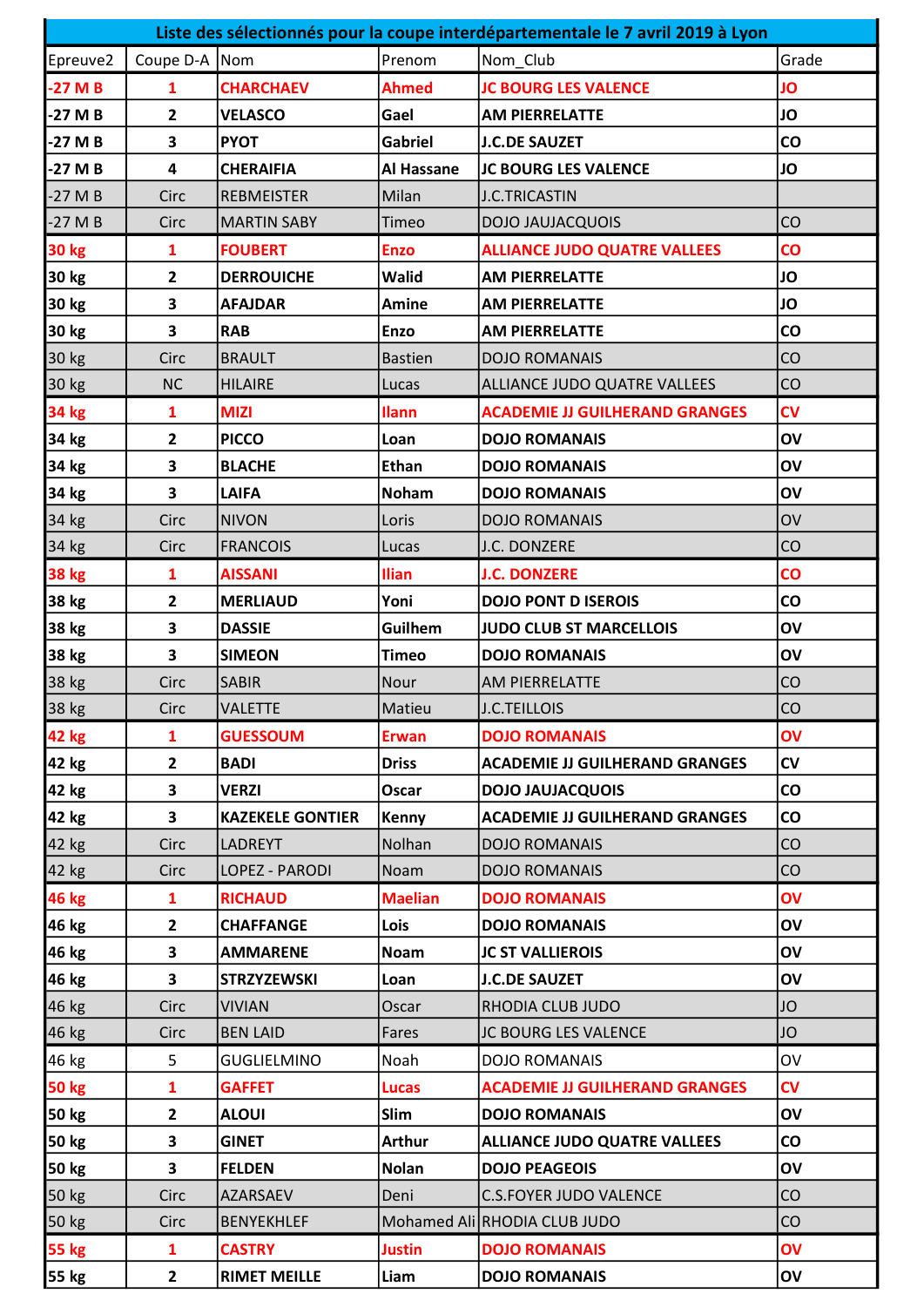| Liste des sélectionnés pour la coupe interdépartementale le 7 avril 2019 à Lyon | | | | | |
|---|---|---|---|---|---|
| Epreuve2 | Coupe D-A | Nom | Prenom | Nom_Club | Grade |
| -27 M B | 1 | CHARCHAEV | Ahmed | JC BOURG LES VALENCE | JO |
| -27 M B | 2 | VELASCO | Gael | AM PIERRELATTE | JO |
| -27 M B | 3 | PYOT | Gabriel | J.C.DE SAUZET | CO |
| -27 M B | 4 | CHERAIFIA | Al Hassane | JC BOURG LES VALENCE | JO |
| -27 M B | Circ | REBMEISTER | Milan | J.C.TRICASTIN | |
| -27 M B | Circ | MARTIN SABY | Timeo | DOJO JAUJACQUOIS | CO |
| 30 kg | 1 | FOUBERT | Enzo | ALLIANCE JUDO QUATRE VALLEES | CO |
| 30 kg | 2 | DERROUICHE | Walid | AM PIERRELATTE | JO |
| 30 kg | 3 | AFAJDAR | Amine | AM PIERRELATTE | JO |
| 30 kg | 3 | RAB | Enzo | AM PIERRELATTE | CO |
| 30 kg | Circ | BRAULT | Bastien | DOJO ROMANAIS | CO |
| 30 kg | NC | HILAIRE | Lucas | ALLIANCE JUDO QUATRE VALLEES | CO |
| 34 kg | 1 | MIZI | Ilann | ACADEMIE JJ GUILHERAND GRANGES | CV |
| 34 kg | 2 | PICCO | Loan | DOJO ROMANAIS | OV |
| 34 kg | 3 | BLACHE | Ethan | DOJO ROMANAIS | OV |
| 34 kg | 3 | LAIFA | Noham | DOJO ROMANAIS | OV |
| 34 kg | Circ | NIVON | Loris | DOJO ROMANAIS | OV |
| 34 kg | Circ | FRANCOIS | Lucas | J.C. DONZERE | CO |
| 38 kg | 1 | AISSANI | Ilian | J.C. DONZERE | CO |
| 38 kg | 2 | MERLIAUD | Yoni | DOJO PONT D ISEROIS | CO |
| 38 kg | 3 | DASSIE | Guilhem | JUDO CLUB ST MARCELLOIS | OV |
| 38 kg | 3 | SIMEON | Timeo | DOJO ROMANAIS | OV |
| 38 kg | Circ | SABIR | Nour | AM PIERRELATTE | CO |
| 38 kg | Circ | VALETTE | Matieu | J.C.TEILLOIS | CO |
| 42 kg | 1 | GUESSOUM | Erwan | DOJO ROMANAIS | OV |
| 42 kg | 2 | BADI | Driss | ACADEMIE JJ GUILHERAND GRANGES | CV |
| 42 kg | 3 | VERZI | Oscar | DOJO JAUJACQUOIS | CO |
| 42 kg | 3 | KAZEKELE GONTIER | Kenny | ACADEMIE JJ GUILHERAND GRANGES | CO |
| 42 kg | Circ | LADREYT | Nolhan | DOJO ROMANAIS | CO |
| 42 kg | Circ | LOPEZ - PARODI | Noam | DOJO ROMANAIS | CO |
| 46 kg | 1 | RICHAUD | Maelian | DOJO ROMANAIS | OV |
| 46 kg | 2 | CHAFFANGE | Lois | DOJO ROMANAIS | OV |
| 46 kg | 3 | AMMARENE | Noam | JC ST VALLIEROIS | OV |
| 46 kg | 3 | STRZYZEWSKI | Loan | J.C.DE SAUZET | OV |
| 46 kg | Circ | VIVIAN | Oscar | RHODIA CLUB JUDO | JO |
| 46 kg | Circ | BEN LAID | Fares | JC BOURG LES VALENCE | JO |
| 46 kg | 5 | GUGLIELMINO | Noah | DOJO ROMANAIS | OV |
| 50 kg | 1 | GAFFET | Lucas | ACADEMIE JJ GUILHERAND GRANGES | CV |
| 50 kg | 2 | ALOUI | Slim | DOJO ROMANAIS | OV |
| 50 kg | 3 | GINET | Arthur | ALLIANCE JUDO QUATRE VALLEES | CO |
| 50 kg | 3 | FELDEN | Nolan | DOJO PEAGEOIS | OV |
| 50 kg | Circ | AZARSAEV | Deni | C.S.FOYER JUDO VALENCE | CO |
| 50 kg | Circ | BENYEKHLEF | Mohamed Ali | RHODIA CLUB JUDO | CO |
| 55 kg | 1 | CASTRY | Justin | DOJO ROMANAIS | OV |
| 55 kg | 2 | RIMET MEILLE | Liam | DOJO ROMANAIS | OV |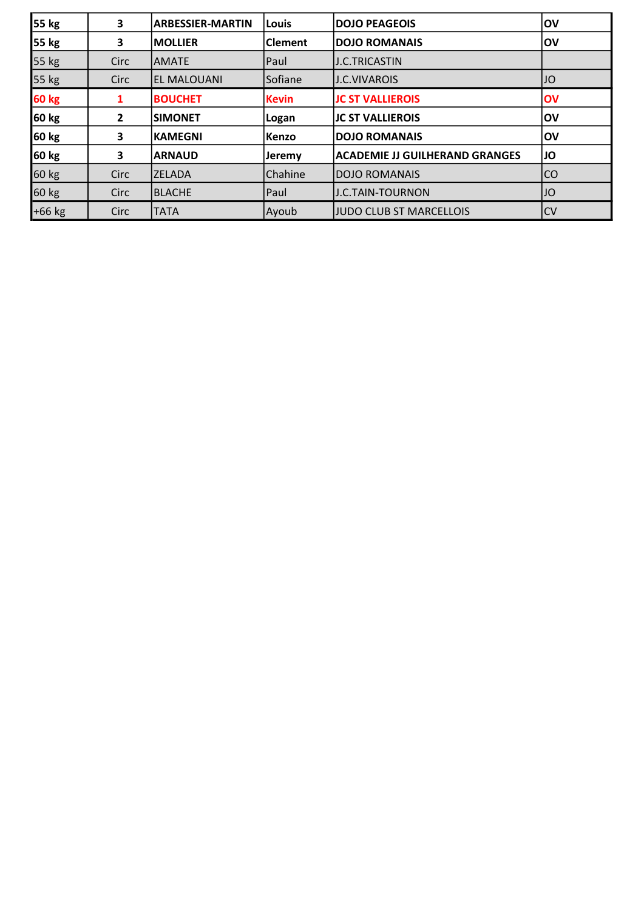| | | | | | |
|---|---|---|---|---|---|
| **55 kg** | **3** | **ARBESSIER-MARTIN** | **Louis** | **DOJO PEAGEOIS** | **OV** |
| **55 kg** | **3** | **MOLLIER** | **Clement** | **DOJO ROMANAIS** | **OV** |
| 55 kg | Circ | AMATE | Paul | J.C.TRICASTIN | |
| 55 kg | Circ | EL MALOUANI | Sofiane | J.C.VIVAROIS | JO |
| **60 kg** | **1** | **BOUCHET** | **Kevin** | **JC ST VALLIEROIS** | **OV** |
| **60 kg** | **2** | **SIMONET** | **Logan** | **JC ST VALLIEROIS** | **OV** |
| **60 kg** | **3** | **KAMEGNI** | **Kenzo** | **DOJO ROMANAIS** | **OV** |
| **60 kg** | **3** | **ARNAUD** | **Jeremy** | **ACADEMIE JJ GUILHERAND GRANGES** | **JO** |
| 60 kg | Circ | ZELADA | Chahine | DOJO ROMANAIS | CO |
| 60 kg | Circ | BLACHE | Paul | J.C.TAIN-TOURNON | JO |
| +66 kg | Circ | TATA | Ayoub | JUDO CLUB ST MARCELLOIS | CV |